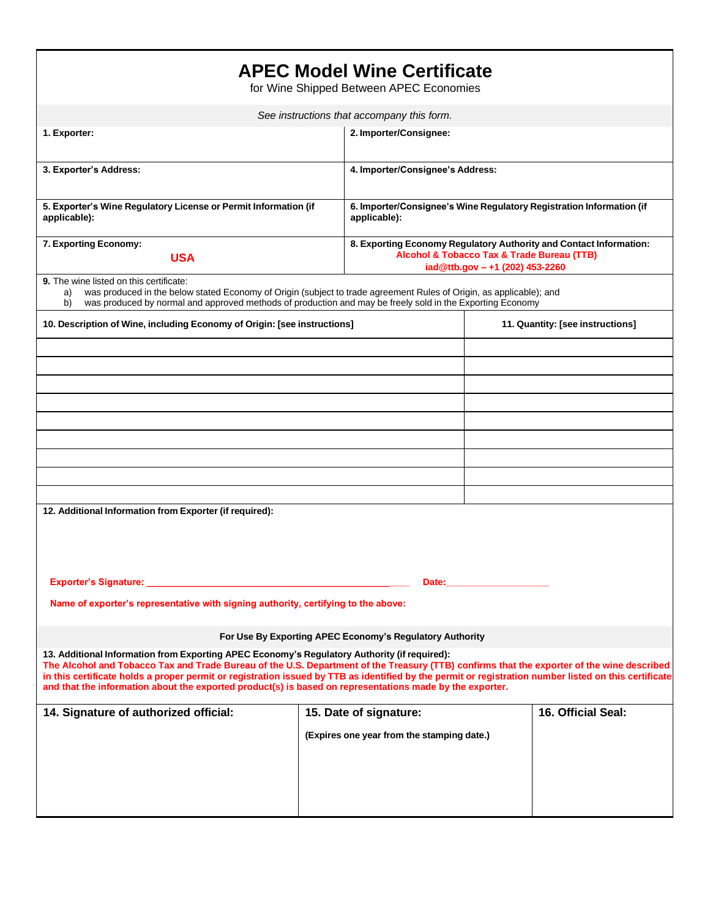# APEC Model Wine Certificate

for Wine Shipped Between APEC Economies

*See instructions that accompany this form.*

| **1. Exporter:** | **2. Importer/Consignee:** |
|---|---|
| **3. Exporter's Address:** | **4. Importer/Consignee's Address:** |
| **5. Exporter's Wine Regulatory License or Permit Information (if applicable):** | **6. Importer/Consignee's Wine Regulatory Registration Information (if applicable):** |
| **7. Exporting Economy:** **USA** | **8. Exporting Economy Regulatory Authority and Contact Information:** **Alcohol & Tobacco Tax & Trade Bureau (TTB)** **iad@ttb.gov – +1 (202) 453-2260** |

**9.** The wine listed on this certificate:

a) was produced in the below stated Economy of Origin (subject to trade agreement Rules of Origin, as applicable); and
b) was produced by normal and approved methods of production and may be freely sold in the Exporting Economy

| 10. Description of Wine, including Economy of Origin: [see instructions] | 11. Quantity: [see instructions] |
|---|---|
| | |
| | |
| | |
| | |
| | |
| | |
| | |
| | |
| | |

**12. Additional Information from Exporter (if required):**

**Exporter's Signature: \_\_\_\_\_\_\_\_\_\_\_\_\_\_\_\_\_\_\_\_\_\_\_\_\_\_\_\_\_\_\_\_\_\_\_\_\_\_\_\_\_\_\_\_\_\_\_\_\_\_ Date:\_\_\_\_\_\_\_\_\_\_\_\_\_\_\_\_\_\_\_\_**

**Name of exporter's representative with signing authority, certifying to the above:**

**For Use By Exporting APEC Economy's Regulatory Authority**

**13. Additional Information from Exporting APEC Economy's Regulatory Authority (if required):**
**The Alcohol and Tobacco Tax and Trade Bureau of the U.S. Department of the Treasury (TTB) confirms that the exporter of the wine described in this certificate holds a proper permit or registration issued by TTB as identified by the permit or registration number listed on this certificate and that the information about the exported product(s) is based on representations made by the exporter.**

| 14. Signature of authorized official: | 15. Date of signature: (Expires one year from the stamping date.) | 16. Official Seal: |
|---|---|---|
| | | |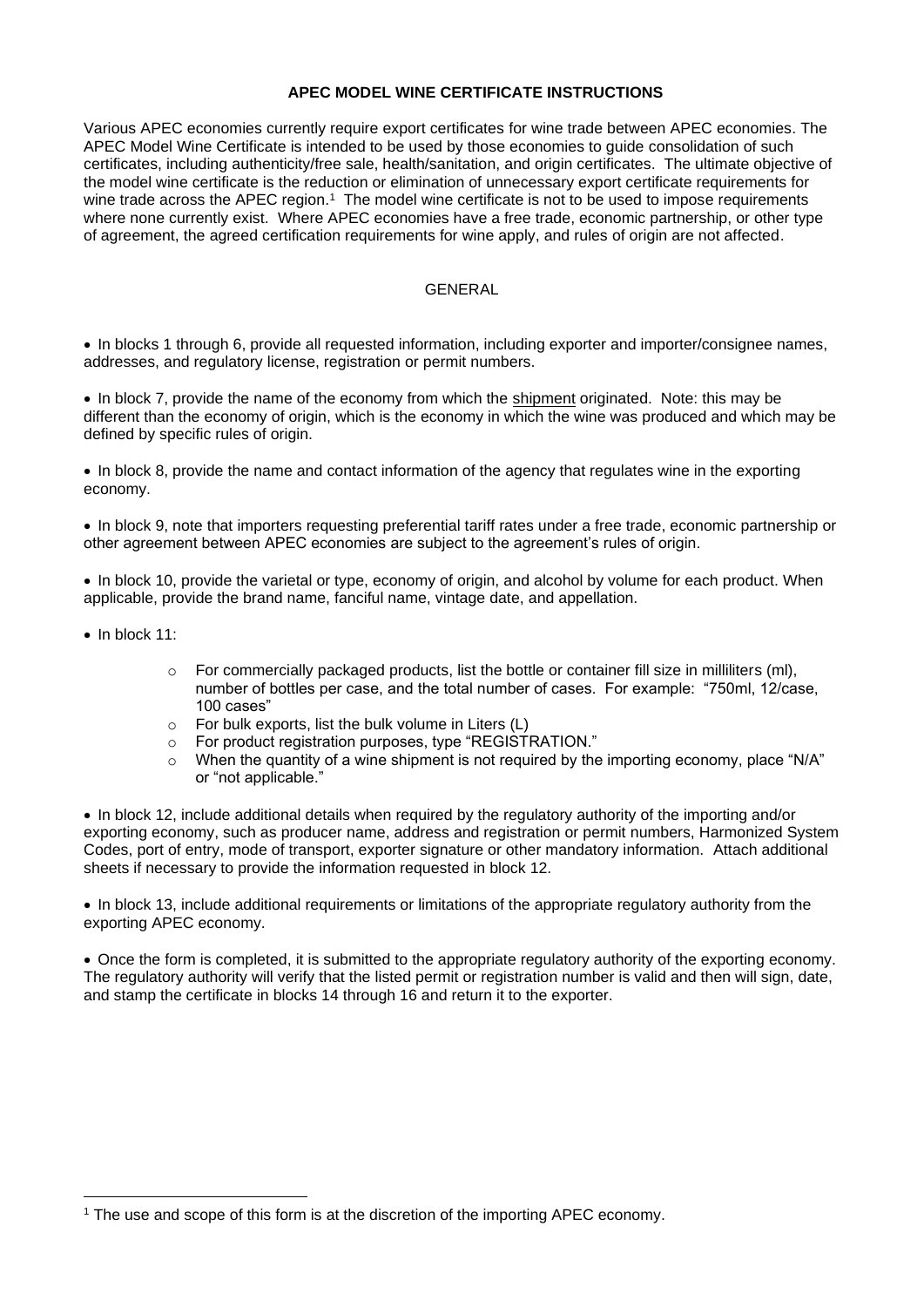# APEC MODEL WINE CERTIFICATE INSTRUCTIONS

Various APEC economies currently require export certificates for wine trade between APEC economies. The APEC Model Wine Certificate is intended to be used by those economies to guide consolidation of such certificates, including authenticity/free sale, health/sanitation, and origin certificates. The ultimate objective of the model wine certificate is the reduction or elimination of unnecessary export certificate requirements for wine trade across the APEC region.[1] The model wine certificate is not to be used to impose requirements where none currently exist. Where APEC economies have a free trade, economic partnership, or other type of agreement, the agreed certification requirements for wine apply, and rules of origin are not affected.

## GENERAL

- In blocks 1 through 6, provide all requested information, including exporter and importer/consignee names, addresses, and regulatory license, registration or permit numbers.

- In block 7, provide the name of the economy from which the shipment originated. Note: this may be different than the economy of origin, which is the economy in which the wine was produced and which may be defined by specific rules of origin.

- In block 8, provide the name and contact information of the agency that regulates wine in the exporting economy.

- In block 9, note that importers requesting preferential tariff rates under a free trade, economic partnership or other agreement between APEC economies are subject to the agreement's rules of origin.

- In block 10, provide the varietal or type, economy of origin, and alcohol by volume for each product. When applicable, provide the brand name, fanciful name, vintage date, and appellation.

- In block 11:
    - For commercially packaged products, list the bottle or container fill size in milliliters (ml), number of bottles per case, and the total number of cases. For example: "750ml, 12/case, 100 cases"
    - For bulk exports, list the bulk volume in Liters (L)
    - For product registration purposes, type "REGISTRATION."
    - When the quantity of a wine shipment is not required by the importing economy, place "N/A" or "not applicable."

- In block 12, include additional details when required by the regulatory authority of the importing and/or exporting economy, such as producer name, address and registration or permit numbers, Harmonized System Codes, port of entry, mode of transport, exporter signature or other mandatory information. Attach additional sheets if necessary to provide the information requested in block 12.

- In block 13, include additional requirements or limitations of the appropriate regulatory authority from the exporting APEC economy.

- Once the form is completed, it is submitted to the appropriate regulatory authority of the exporting economy. The regulatory authority will verify that the listed permit or registration number is valid and then will sign, date, and stamp the certificate in blocks 14 through 16 and return it to the exporter.

[1] The use and scope of this form is at the discretion of the importing APEC economy.